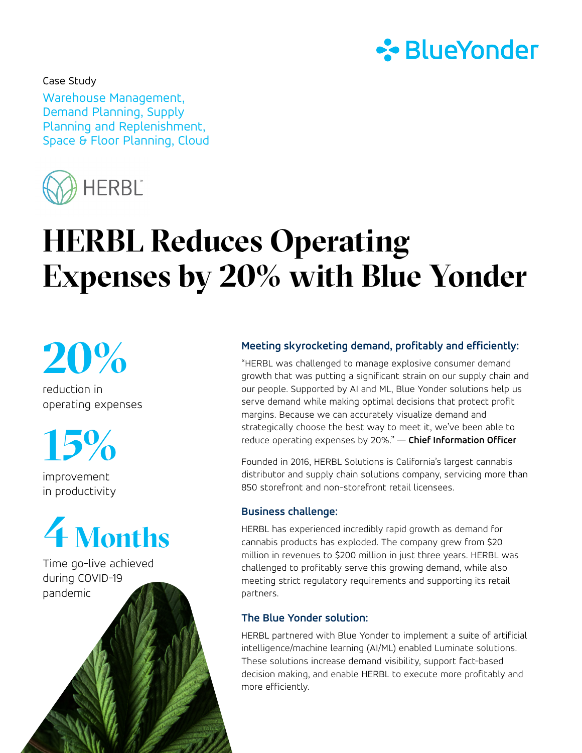Case Study

Warehouse Management, Demand Planning, Supply Planning and Replenishment, Space & Floor Planning, Cloud

# HERBL Reduces Operating Expenses by 20% with Blue Yonder

**20%**
reduction in operating expenses

**15%**
improvement in productivity

**4 Months**
Time go-live achieved during COVID-19 pandemic

### Meeting skyrocketing demand, profitably and efficiently:

"HERBL was challenged to manage explosive consumer demand growth that was putting a significant strain on our supply chain and our people. Supported by AI and ML, Blue Yonder solutions help us serve demand while making optimal decisions that protect profit margins. Because we can accurately visualize demand and strategically choose the best way to meet it, we've been able to reduce operating expenses by 20%." — **Chief Information Officer**

Founded in 2016, HERBL Solutions is California's largest cannabis distributor and supply chain solutions company, servicing more than 850 storefront and non-storefront retail licensees.

### Business challenge:

HERBL has experienced incredibly rapid growth as demand for cannabis products has exploded. The company grew from $20 million in revenues to $200 million in just three years. HERBL was challenged to profitably serve this growing demand, while also meeting strict regulatory requirements and supporting its retail partners.

### The Blue Yonder solution:

HERBL partnered with Blue Yonder to implement a suite of artificial intelligence/machine learning (AI/ML) enabled Luminate solutions. These solutions increase demand visibility, support fact-based decision making, and enable HERBL to execute more profitably and more efficiently.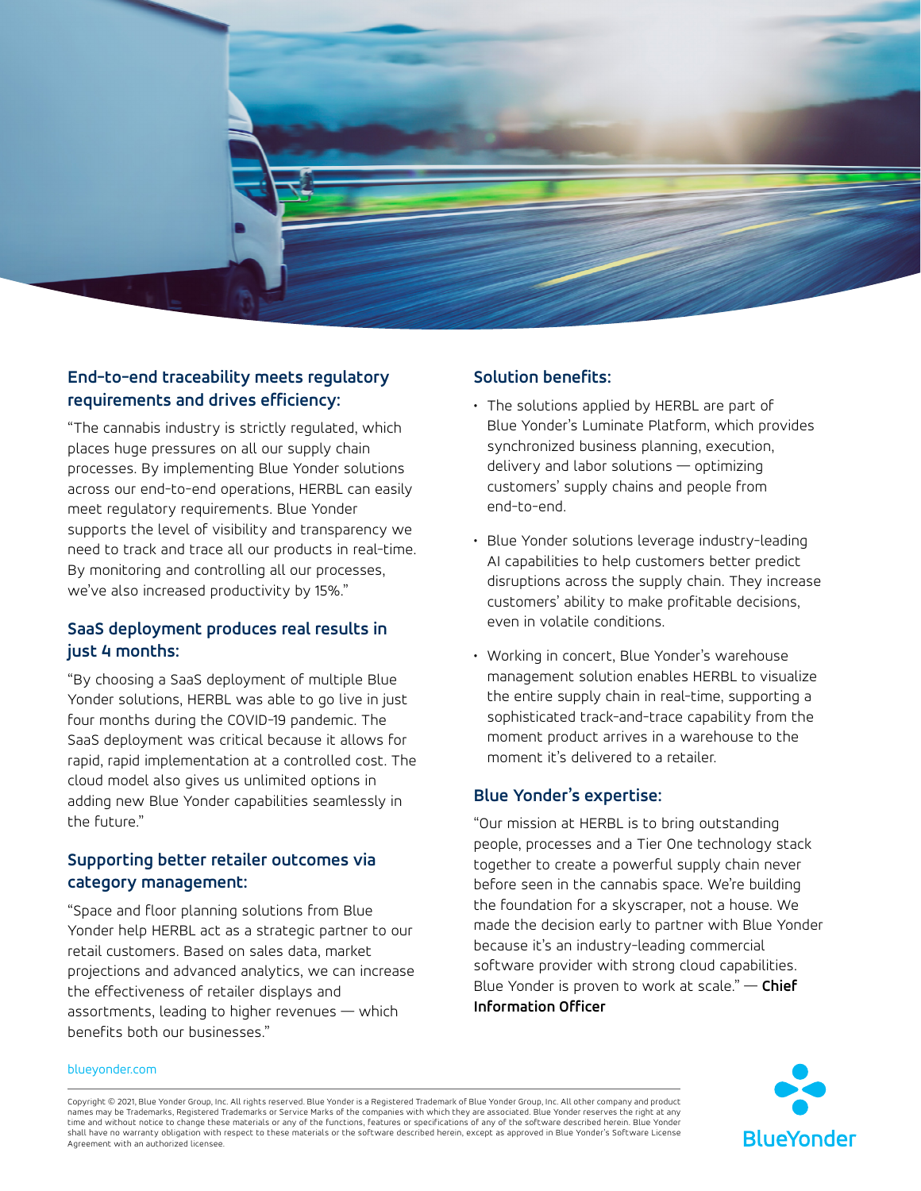## End-to-end traceability meets regulatory requirements and drives efficiency:

"The cannabis industry is strictly regulated, which places huge pressures on all our supply chain processes. By implementing Blue Yonder solutions across our end-to-end operations, HERBL can easily meet regulatory requirements. Blue Yonder supports the level of visibility and transparency we need to track and trace all our products in real-time. By monitoring and controlling all our processes, we've also increased productivity by 15%."

## SaaS deployment produces real results in just 4 months:

"By choosing a SaaS deployment of multiple Blue Yonder solutions, HERBL was able to go live in just four months during the COVID-19 pandemic. The SaaS deployment was critical because it allows for rapid, rapid implementation at a controlled cost. The cloud model also gives us unlimited options in adding new Blue Yonder capabilities seamlessly in the future."

## Supporting better retailer outcomes via category management:

"Space and floor planning solutions from Blue Yonder help HERBL act as a strategic partner to our retail customers. Based on sales data, market projections and advanced analytics, we can increase the effectiveness of retailer displays and assortments, leading to higher revenues — which benefits both our businesses."

## Solution benefits:

- The solutions applied by HERBL are part of Blue Yonder's Luminate Platform, which provides synchronized business planning, execution, delivery and labor solutions — optimizing customers' supply chains and people from end-to-end.
- Blue Yonder solutions leverage industry-leading AI capabilities to help customers better predict disruptions across the supply chain. They increase customers' ability to make profitable decisions, even in volatile conditions.
- Working in concert, Blue Yonder's warehouse management solution enables HERBL to visualize the entire supply chain in real-time, supporting a sophisticated track-and-trace capability from the moment product arrives in a warehouse to the moment it's delivered to a retailer.

## Blue Yonder's expertise:

"Our mission at HERBL is to bring outstanding people, processes and a Tier One technology stack together to create a powerful supply chain never before seen in the cannabis space. We're building the foundation for a skyscraper, not a house. We made the decision early to partner with Blue Yonder because it's an industry-leading commercial software provider with strong cloud capabilities. Blue Yonder is proven to work at scale." — **Chief Information Officer**

blueyonder.com

Copyright © 2021, Blue Yonder Group, Inc. All rights reserved. Blue Yonder is a Registered Trademark of Blue Yonder Group, Inc. All other company and product names may be Trademarks, Registered Trademarks or Service Marks of the companies with which they are associated. Blue Yonder reserves the right at any time and without notice to change these materials or any of the functions, features or specifications of any of the software described herein. Blue Yonder shall have no warranty obligation with respect to these materials or the software described herein, except as approved in Blue Yonder's Software License Agreement with an authorized licensee.

BlueYonder